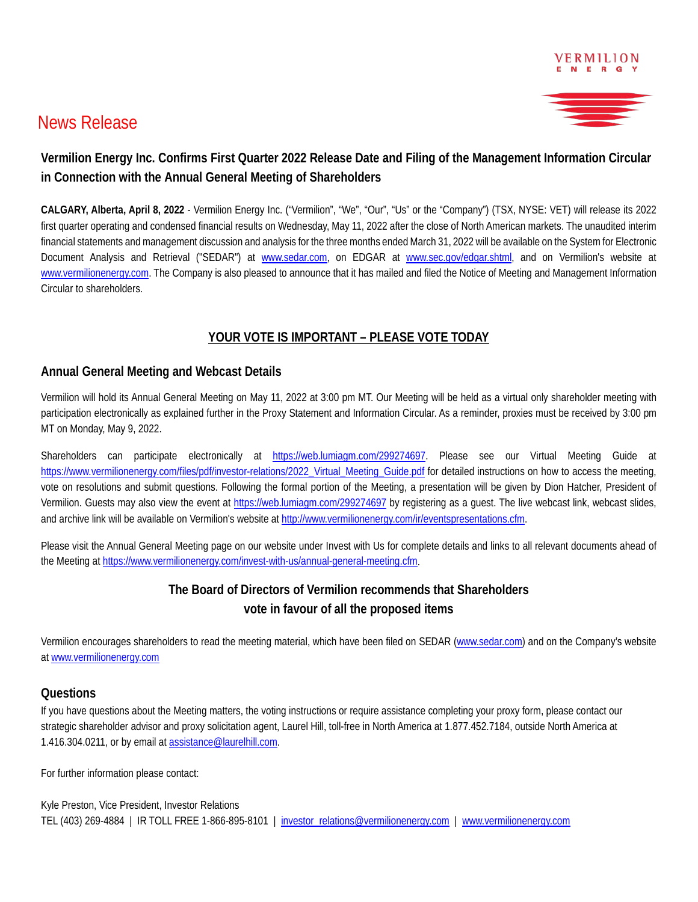News Release

# Vermilion Energy Inc. Confirms First Quarter 2022 Release Date and Filing of the Management Information Circular in Connection with the Annual General Meeting of Shareholders

**CALGARY, Alberta, April 8, 2022** - Vermilion Energy Inc. ("Vermilion", "We", "Our", "Us" or the "Company") (TSX, NYSE: VET) will release its 2022 first quarter operating and condensed financial results on Wednesday, May 11, 2022 after the close of North American markets. The unaudited interim financial statements and management discussion and analysis for the three months ended March 31, 2022 will be available on the System for Electronic Document Analysis and Retrieval ("SEDAR") at www.sedar.com, on EDGAR at www.sec.gov/edgar.shtml, and on Vermilion's website at www.vermilionenergy.com. The Company is also pleased to announce that it has mailed and filed the Notice of Meeting and Management Information Circular to shareholders.

**YOUR VOTE IS IMPORTANT – PLEASE VOTE TODAY**

## Annual General Meeting and Webcast Details

Vermilion will hold its Annual General Meeting on May 11, 2022 at 3:00 pm MT. Our Meeting will be held as a virtual only shareholder meeting with participation electronically as explained further in the Proxy Statement and Information Circular. As a reminder, proxies must be received by 3:00 pm MT on Monday, May 9, 2022.

Shareholders can participate electronically at https://web.lumiagm.com/299274697. Please see our Virtual Meeting Guide at https://www.vermilionenergy.com/files/pdf/investor-relations/2022_Virtual_Meeting_Guide.pdf for detailed instructions on how to access the meeting, vote on resolutions and submit questions. Following the formal portion of the Meeting, a presentation will be given by Dion Hatcher, President of Vermilion. Guests may also view the event at https://web.lumiagm.com/299274697 by registering as a guest. The live webcast link, webcast slides, and archive link will be available on Vermilion's website at http://www.vermilionenergy.com/ir/eventspresentations.cfm.

Please visit the Annual General Meeting page on our website under Invest with Us for complete details and links to all relevant documents ahead of the Meeting at https://www.vermilionenergy.com/invest-with-us/annual-general-meeting.cfm.

**The Board of Directors of Vermilion recommends that Shareholders vote in favour of all the proposed items**

Vermilion encourages shareholders to read the meeting material, which have been filed on SEDAR (www.sedar.com) and on the Company's website at www.vermilionenergy.com

## Questions

If you have questions about the Meeting matters, the voting instructions or require assistance completing your proxy form, please contact our strategic shareholder advisor and proxy solicitation agent, Laurel Hill, toll-free in North America at 1.877.452.7184, outside North America at 1.416.304.0211, or by email at assistance@laurelhill.com.

For further information please contact:

Kyle Preston, Vice President, Investor Relations
TEL (403) 269-4884 | IR TOLL FREE 1-866-895-8101 | investor_relations@vermilionenergy.com | www.vermilionenergy.com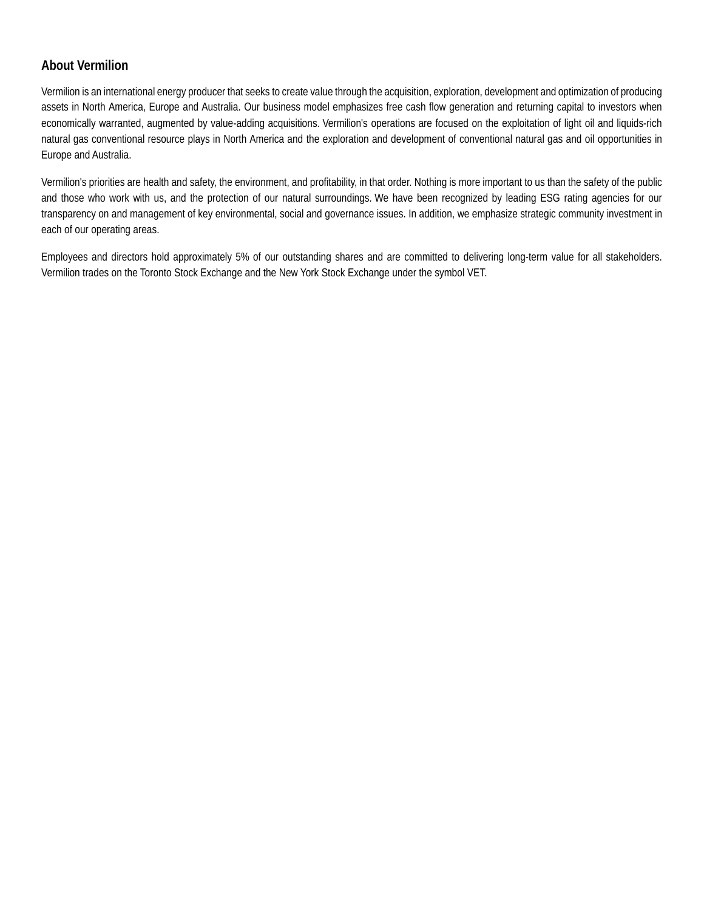## About Vermilion

Vermilion is an international energy producer that seeks to create value through the acquisition, exploration, development and optimization of producing assets in North America, Europe and Australia. Our business model emphasizes free cash flow generation and returning capital to investors when economically warranted, augmented by value-adding acquisitions. Vermilion's operations are focused on the exploitation of light oil and liquids-rich natural gas conventional resource plays in North America and the exploration and development of conventional natural gas and oil opportunities in Europe and Australia.

Vermilion's priorities are health and safety, the environment, and profitability, in that order. Nothing is more important to us than the safety of the public and those who work with us, and the protection of our natural surroundings. We have been recognized by leading ESG rating agencies for our transparency on and management of key environmental, social and governance issues. In addition, we emphasize strategic community investment in each of our operating areas.

Employees and directors hold approximately 5% of our outstanding shares and are committed to delivering long-term value for all stakeholders. Vermilion trades on the Toronto Stock Exchange and the New York Stock Exchange under the symbol VET.